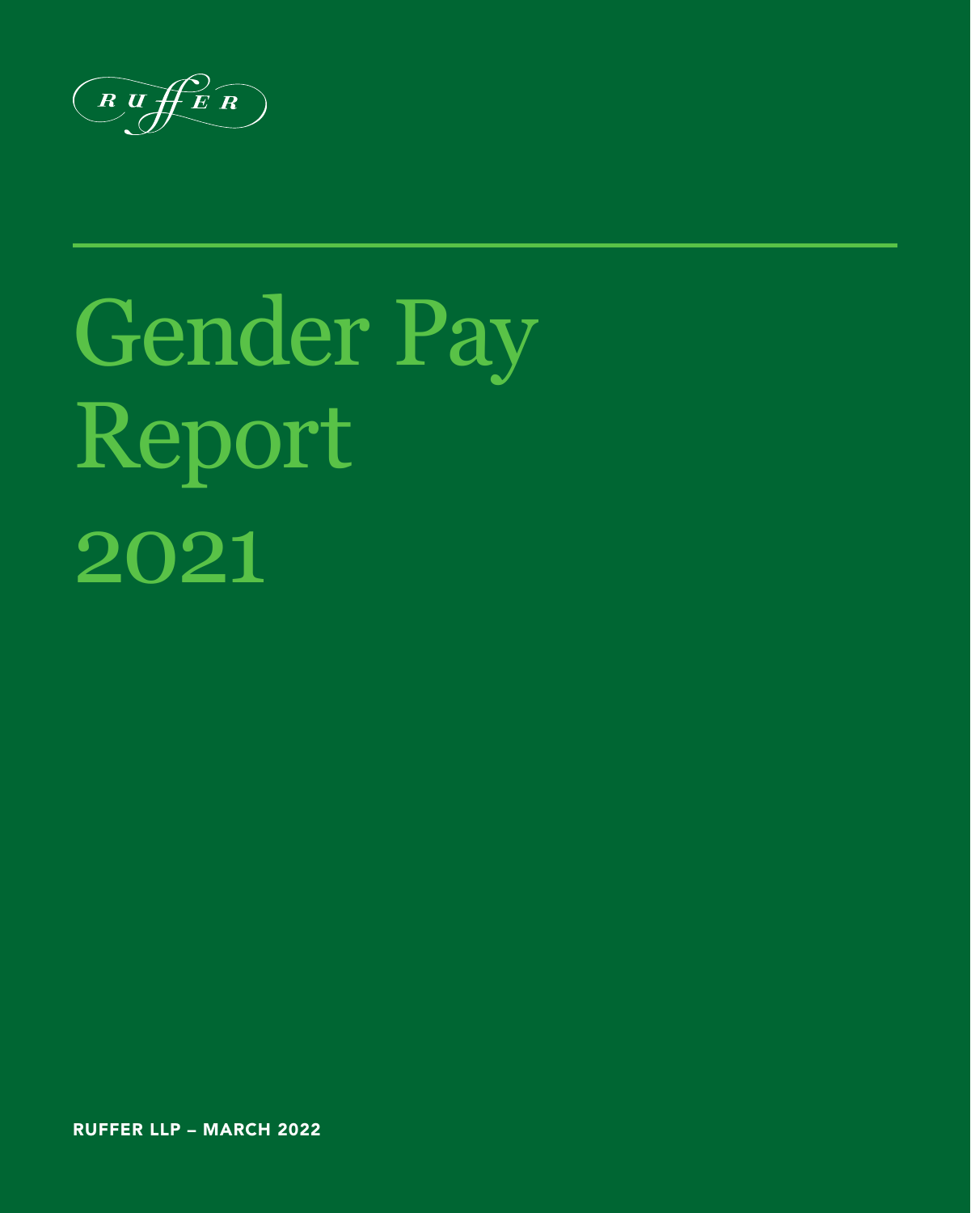RUFFER

# Gender Pay Report 2021

**RUFFER LLP – MARCH 2022**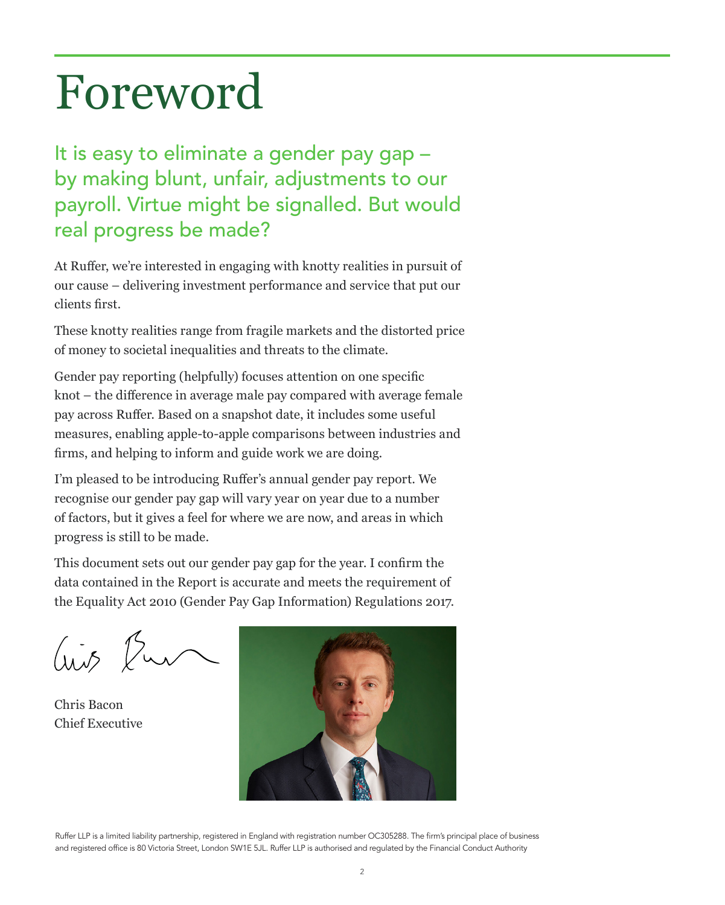# Foreword

## It is easy to eliminate a gender pay gap – by making blunt, unfair, adjustments to our payroll. Virtue might be signalled. But would real progress be made?

At Ruffer, we're interested in engaging with knotty realities in pursuit of our cause – delivering investment performance and service that put our clients first.

These knotty realities range from fragile markets and the distorted price of money to societal inequalities and threats to the climate.

Gender pay reporting (helpfully) focuses attention on one specific knot – the difference in average male pay compared with average female pay across Ruffer. Based on a snapshot date, it includes some useful measures, enabling apple-to-apple comparisons between industries and firms, and helping to inform and guide work we are doing.

I'm pleased to be introducing Ruffer's annual gender pay report. We recognise our gender pay gap will vary year on year due to a number of factors, but it gives a feel for where we are now, and areas in which progress is still to be made.

This document sets out our gender pay gap for the year. I confirm the data contained in the Report is accurate and meets the requirement of the Equality Act 2010 (Gender Pay Gap Information) Regulations 2017.

Chris Bacon
Chief Executive

Ruffer LLP is a limited liability partnership, registered in England with registration number OC305288. The firm's principal place of business and registered office is 80 Victoria Street, London SW1E 5JL. Ruffer LLP is authorised and regulated by the Financial Conduct Authority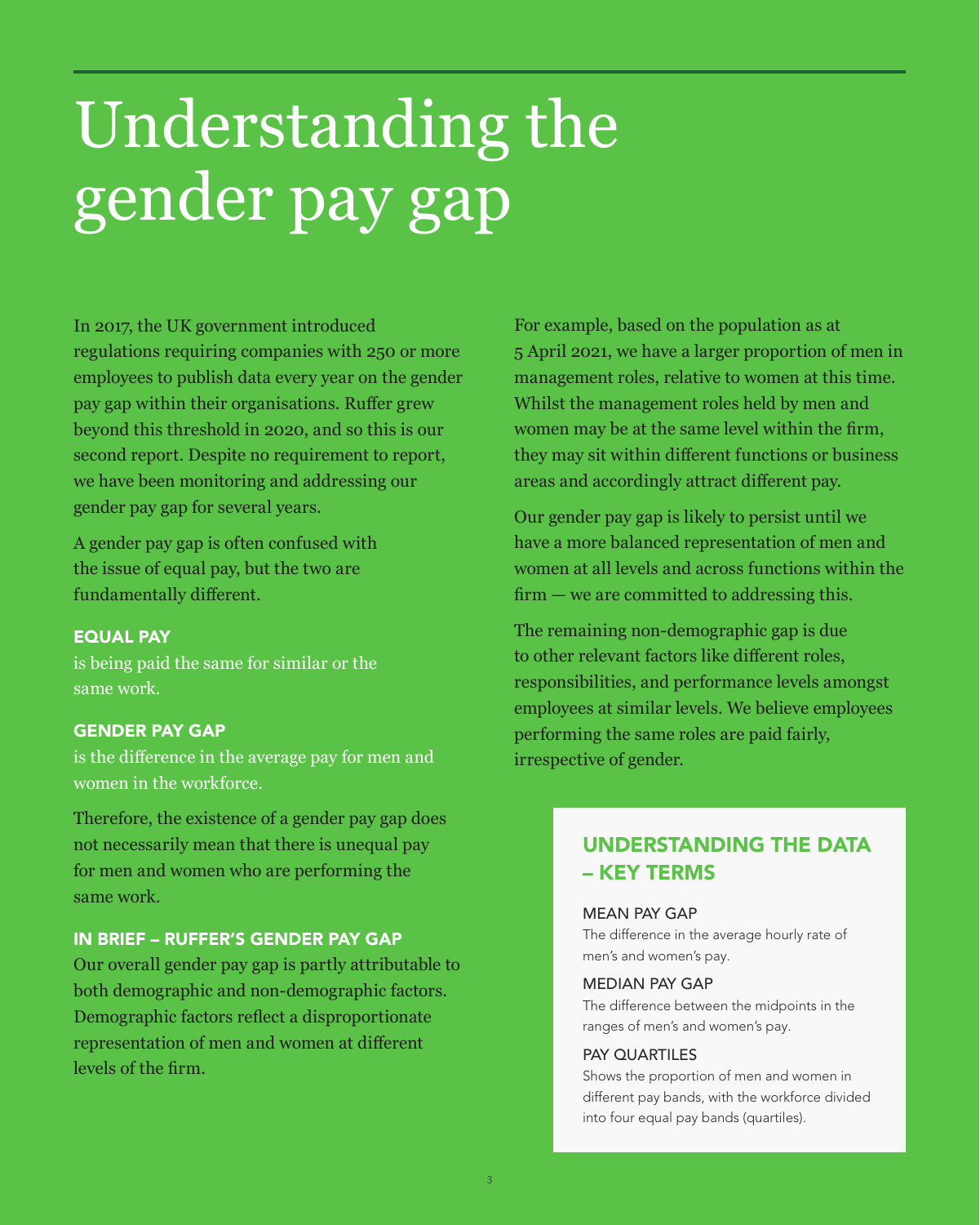# Understanding the gender pay gap

In 2017, the UK government introduced regulations requiring companies with 250 or more employees to publish data every year on the gender pay gap within their organisations. Ruffer grew beyond this threshold in 2020, and so this is our second report. Despite no requirement to report, we have been monitoring and addressing our gender pay gap for several years.

A gender pay gap is often confused with the issue of equal pay, but the two are fundamentally different.

### EQUAL PAY

is being paid the same for similar or the same work.

### GENDER PAY GAP

is the difference in the average pay for men and women in the workforce.

Therefore, the existence of a gender pay gap does not necessarily mean that there is unequal pay for men and women who are performing the same work.

### IN BRIEF – RUFFER'S GENDER PAY GAP

Our overall gender pay gap is partly attributable to both demographic and non-demographic factors. Demographic factors reflect a disproportionate representation of men and women at different levels of the firm.

For example, based on the population as at 5 April 2021, we have a larger proportion of men in management roles, relative to women at this time. Whilst the management roles held by men and women may be at the same level within the firm, they may sit within different functions or business areas and accordingly attract different pay.

Our gender pay gap is likely to persist until we have a more balanced representation of men and women at all levels and across functions within the firm — we are committed to addressing this.

The remaining non-demographic gap is due to other relevant factors like different roles, responsibilities, and performance levels amongst employees at similar levels. We believe employees performing the same roles are paid fairly, irrespective of gender.

## UNDERSTANDING THE DATA – KEY TERMS

**MEAN PAY GAP**
The difference in the average hourly rate of men's and women's pay.

**MEDIAN PAY GAP**
The difference between the midpoints in the ranges of men's and women's pay.

**PAY QUARTILES**
Shows the proportion of men and women in different pay bands, with the workforce divided into four equal pay bands (quartiles).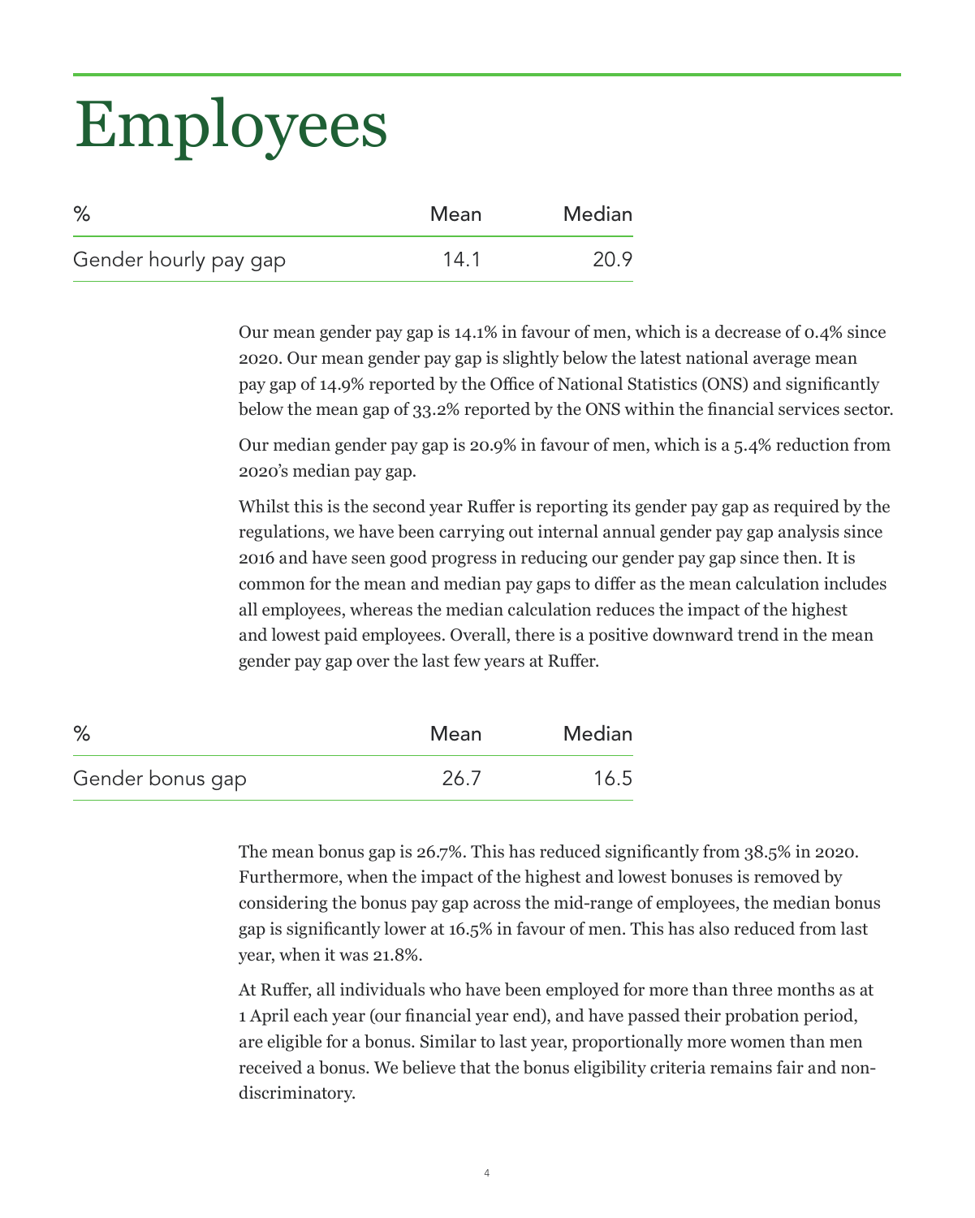# Employees

| % | Mean | Median |
|---|---|---|
| Gender hourly pay gap | 14.1 | 20.9 |

Our mean gender pay gap is 14.1% in favour of men, which is a decrease of 0.4% since 2020. Our mean gender pay gap is slightly below the latest national average mean pay gap of 14.9% reported by the Office of National Statistics (ONS) and significantly below the mean gap of 33.2% reported by the ONS within the financial services sector.

Our median gender pay gap is 20.9% in favour of men, which is a 5.4% reduction from 2020's median pay gap.

Whilst this is the second year Ruffer is reporting its gender pay gap as required by the regulations, we have been carrying out internal annual gender pay gap analysis since 2016 and have seen good progress in reducing our gender pay gap since then. It is common for the mean and median pay gaps to differ as the mean calculation includes all employees, whereas the median calculation reduces the impact of the highest and lowest paid employees. Overall, there is a positive downward trend in the mean gender pay gap over the last few years at Ruffer.

| % | Mean | Median |
|---|---|---|
| Gender bonus gap | 26.7 | 16.5 |

The mean bonus gap is 26.7%. This has reduced significantly from 38.5% in 2020. Furthermore, when the impact of the highest and lowest bonuses is removed by considering the bonus pay gap across the mid-range of employees, the median bonus gap is significantly lower at 16.5% in favour of men. This has also reduced from last year, when it was 21.8%.

At Ruffer, all individuals who have been employed for more than three months as at 1 April each year (our financial year end), and have passed their probation period, are eligible for a bonus. Similar to last year, proportionally more women than men received a bonus. We believe that the bonus eligibility criteria remains fair and non-discriminatory.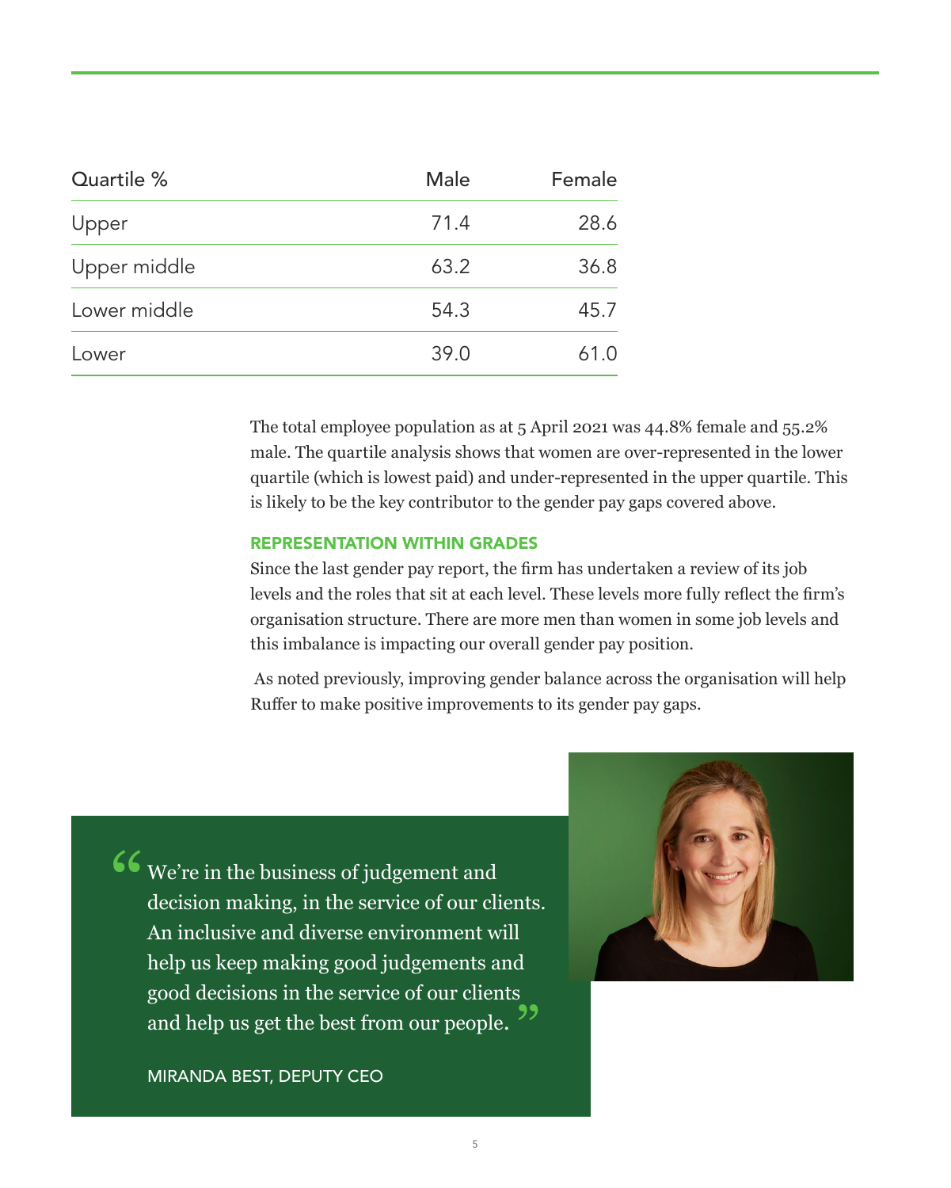| Quartile % | Male | Female |
|---|---|---|
| Upper | 71.4 | 28.6 |
| Upper middle | 63.2 | 36.8 |
| Lower middle | 54.3 | 45.7 |
| Lower | 39.0 | 61.0 |

The total employee population as at 5 April 2021 was 44.8% female and 55.2% male. The quartile analysis shows that women are over-represented in the lower quartile (which is lowest paid) and under-represented in the upper quartile. This is likely to be the key contributor to the gender pay gaps covered above.

### REPRESENTATION WITHIN GRADES

Since the last gender pay report, the firm has undertaken a review of its job levels and the roles that sit at each level. These levels more fully reflect the firm's organisation structure. There are more men than women in some job levels and this imbalance is impacting our overall gender pay position.

As noted previously, improving gender balance across the organisation will help Ruffer to make positive improvements to its gender pay gaps.

> "We're in the business of judgement and decision making, in the service of our clients. An inclusive and diverse environment will help us keep making good judgements and good decisions in the service of our clients and help us get the best from our people."
>
> MIRANDA BEST, DEPUTY CEO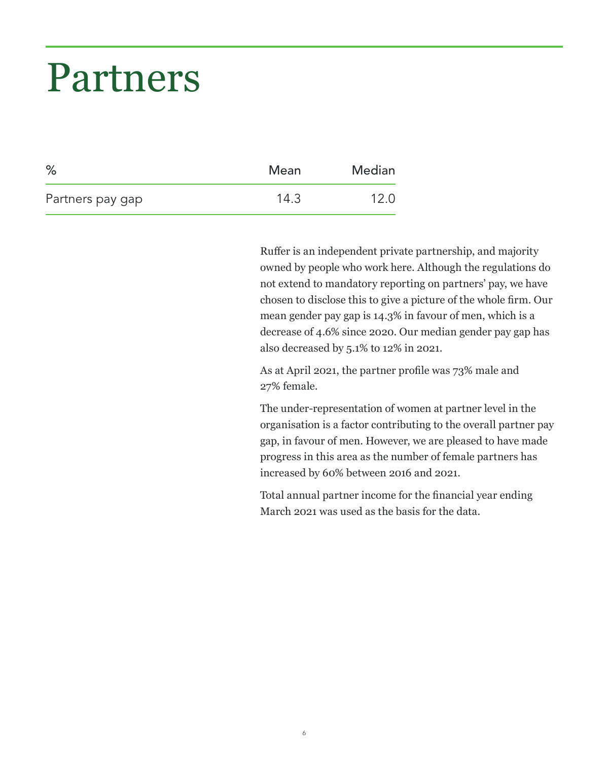# Partners

| % | Mean | Median |
|---|---|---|
| Partners pay gap | 14.3 | 12.0 |

Ruffer is an independent private partnership, and majority owned by people who work here. Although the regulations do not extend to mandatory reporting on partners' pay, we have chosen to disclose this to give a picture of the whole firm. Our mean gender pay gap is 14.3% in favour of men, which is a decrease of 4.6% since 2020. Our median gender pay gap has also decreased by 5.1% to 12% in 2021.

As at April 2021, the partner profile was 73% male and 27% female.

The under-representation of women at partner level in the organisation is a factor contributing to the overall partner pay gap, in favour of men. However, we are pleased to have made progress in this area as the number of female partners has increased by 60% between 2016 and 2021.

Total annual partner income for the financial year ending March 2021 was used as the basis for the data.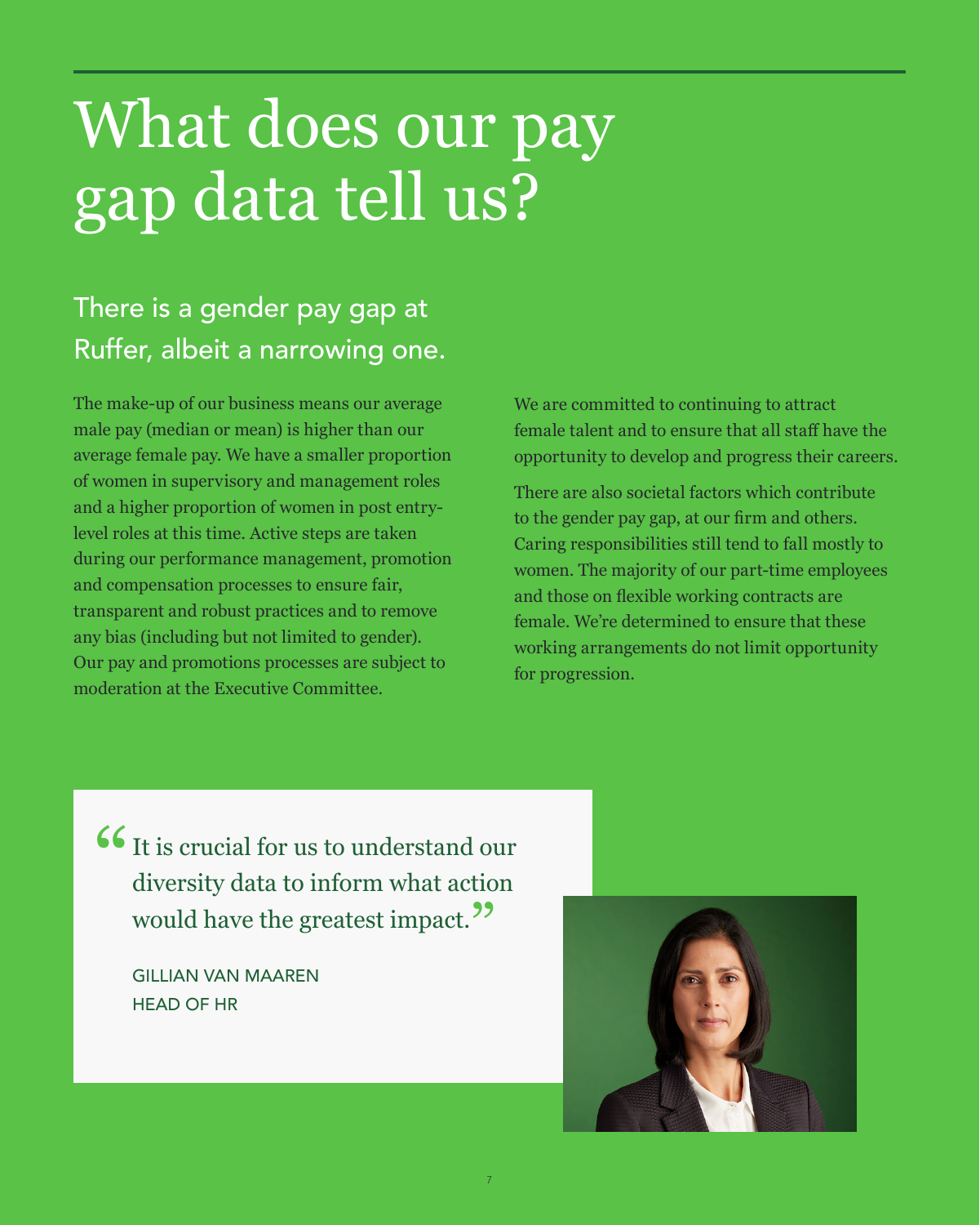# What does our pay gap data tell us?

## There is a gender pay gap at Ruffer, albeit a narrowing one.

The make-up of our business means our average male pay (median or mean) is higher than our average female pay. We have a smaller proportion of women in supervisory and management roles and a higher proportion of women in post entry-level roles at this time. Active steps are taken during our performance management, promotion and compensation processes to ensure fair, transparent and robust practices and to remove any bias (including but not limited to gender). Our pay and promotions processes are subject to moderation at the Executive Committee.

We are committed to continuing to attract female talent and to ensure that all staff have the opportunity to develop and progress their careers.

There are also societal factors which contribute to the gender pay gap, at our firm and others. Caring responsibilities still tend to fall mostly to women. The majority of our part-time employees and those on flexible working contracts are female. We're determined to ensure that these working arrangements do not limit opportunity for progression.

> "It is crucial for us to understand our diversity data to inform what action would have the greatest impact."
>
> GILLIAN VAN MAAREN
> HEAD OF HR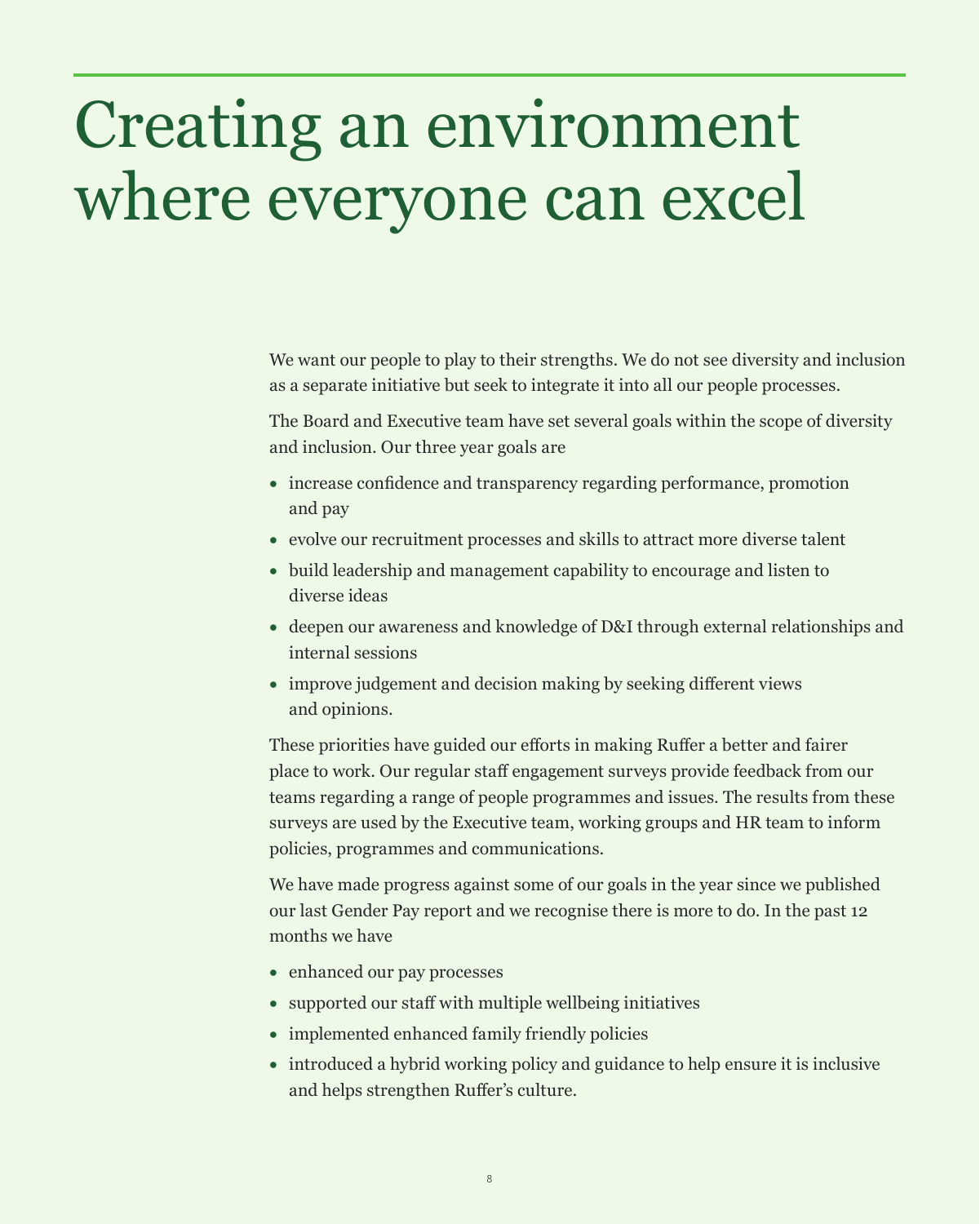# Creating an environment where everyone can excel

We want our people to play to their strengths. We do not see diversity and inclusion as a separate initiative but seek to integrate it into all our people processes.

The Board and Executive team have set several goals within the scope of diversity and inclusion. Our three year goals are

- increase confidence and transparency regarding performance, promotion and pay
- evolve our recruitment processes and skills to attract more diverse talent
- build leadership and management capability to encourage and listen to diverse ideas
- deepen our awareness and knowledge of D&I through external relationships and internal sessions
- improve judgement and decision making by seeking different views and opinions.

These priorities have guided our efforts in making Ruffer a better and fairer place to work. Our regular staff engagement surveys provide feedback from our teams regarding a range of people programmes and issues. The results from these surveys are used by the Executive team, working groups and HR team to inform policies, programmes and communications.

We have made progress against some of our goals in the year since we published our last Gender Pay report and we recognise there is more to do. In the past 12 months we have

- enhanced our pay processes
- supported our staff with multiple wellbeing initiatives
- implemented enhanced family friendly policies
- introduced a hybrid working policy and guidance to help ensure it is inclusive and helps strengthen Ruffer's culture.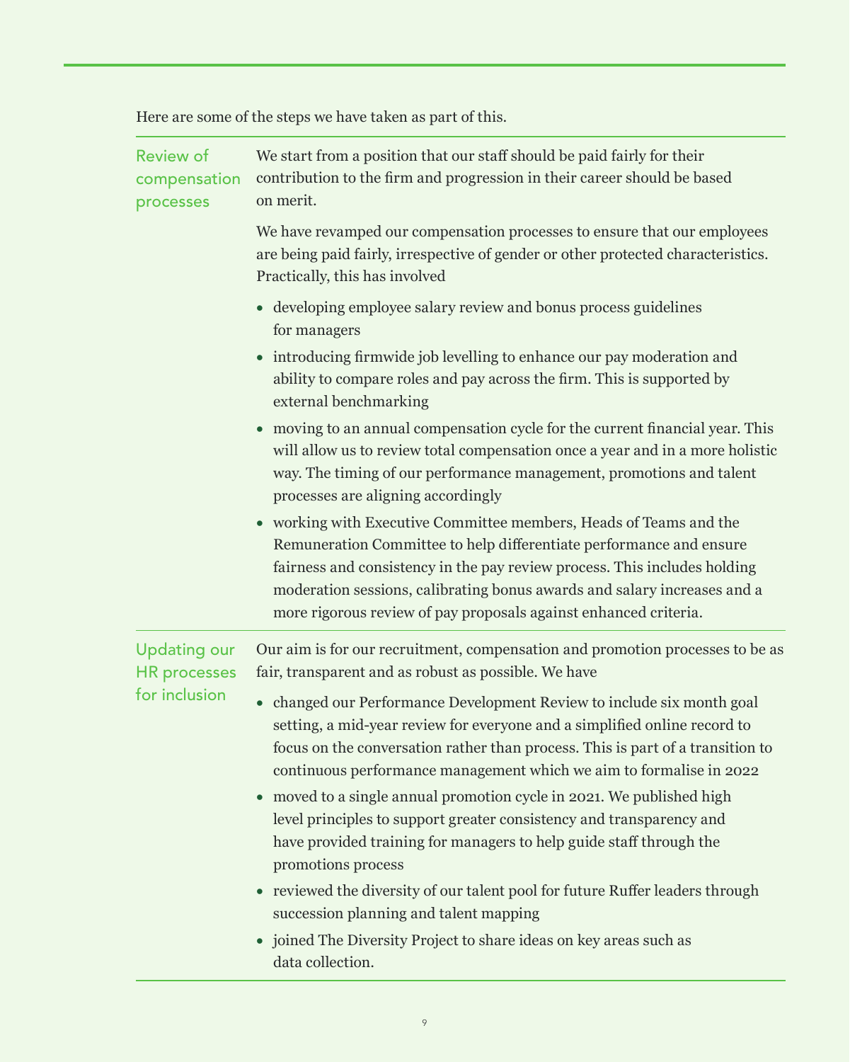Here are some of the steps we have taken as part of this.

### Review of compensation processes

We start from a position that our staff should be paid fairly for their contribution to the firm and progression in their career should be based on merit.

We have revamped our compensation processes to ensure that our employees are being paid fairly, irrespective of gender or other protected characteristics. Practically, this has involved

- developing employee salary review and bonus process guidelines for managers
- introducing firmwide job levelling to enhance our pay moderation and ability to compare roles and pay across the firm. This is supported by external benchmarking
- moving to an annual compensation cycle for the current financial year. This will allow us to review total compensation once a year and in a more holistic way. The timing of our performance management, promotions and talent processes are aligning accordingly
- working with Executive Committee members, Heads of Teams and the Remuneration Committee to help differentiate performance and ensure fairness and consistency in the pay review process. This includes holding moderation sessions, calibrating bonus awards and salary increases and a more rigorous review of pay proposals against enhanced criteria.

### Updating our HR processes for inclusion

Our aim is for our recruitment, compensation and promotion processes to be as fair, transparent and as robust as possible. We have

- changed our Performance Development Review to include six month goal setting, a mid-year review for everyone and a simplified online record to focus on the conversation rather than process. This is part of a transition to continuous performance management which we aim to formalise in 2022
- moved to a single annual promotion cycle in 2021. We published high level principles to support greater consistency and transparency and have provided training for managers to help guide staff through the promotions process
- reviewed the diversity of our talent pool for future Ruffer leaders through succession planning and talent mapping
- joined The Diversity Project to share ideas on key areas such as data collection.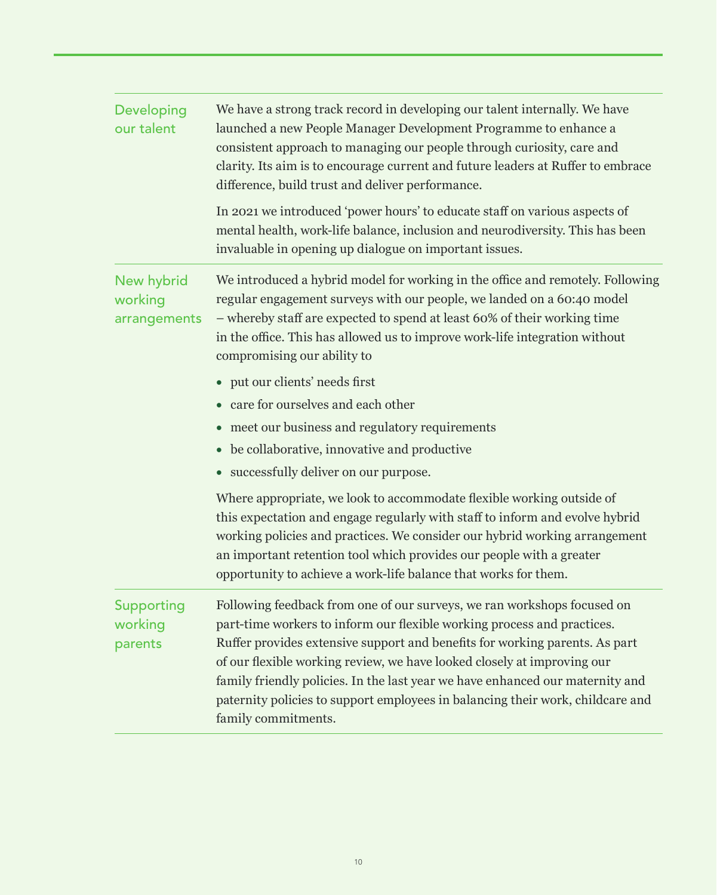### Developing our talent

We have a strong track record in developing our talent internally. We have launched a new People Manager Development Programme to enhance a consistent approach to managing our people through curiosity, care and clarity. Its aim is to encourage current and future leaders at Ruffer to embrace difference, build trust and deliver performance.

In 2021 we introduced 'power hours' to educate staff on various aspects of mental health, work-life balance, inclusion and neurodiversity. This has been invaluable in opening up dialogue on important issues.

### New hybrid working arrangements

We introduced a hybrid model for working in the office and remotely. Following regular engagement surveys with our people, we landed on a 60:40 model – whereby staff are expected to spend at least 60% of their working time in the office. This has allowed us to improve work-life integration without compromising our ability to

- put our clients' needs first
- care for ourselves and each other
- meet our business and regulatory requirements
- be collaborative, innovative and productive
- successfully deliver on our purpose.

Where appropriate, we look to accommodate flexible working outside of this expectation and engage regularly with staff to inform and evolve hybrid working policies and practices. We consider our hybrid working arrangement an important retention tool which provides our people with a greater opportunity to achieve a work-life balance that works for them.

### Supporting working parents

Following feedback from one of our surveys, we ran workshops focused on part-time workers to inform our flexible working process and practices. Ruffer provides extensive support and benefits for working parents. As part of our flexible working review, we have looked closely at improving our family friendly policies. In the last year we have enhanced our maternity and paternity policies to support employees in balancing their work, childcare and family commitments.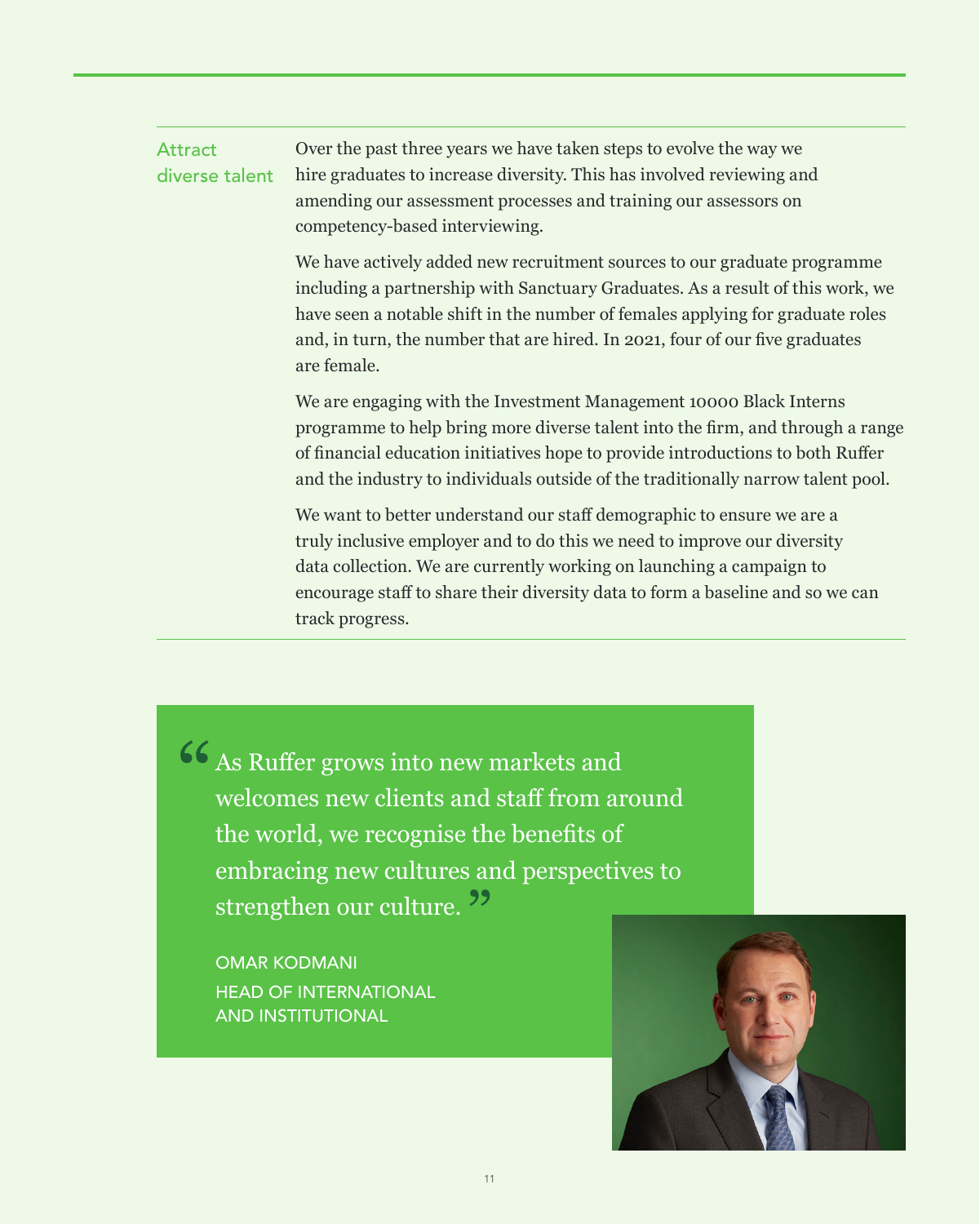## Attract diverse talent

Over the past three years we have taken steps to evolve the way we hire graduates to increase diversity. This has involved reviewing and amending our assessment processes and training our assessors on competency-based interviewing.

We have actively added new recruitment sources to our graduate programme including a partnership with Sanctuary Graduates. As a result of this work, we have seen a notable shift in the number of females applying for graduate roles and, in turn, the number that are hired. In 2021, four of our five graduates are female.

We are engaging with the Investment Management 10000 Black Interns programme to help bring more diverse talent into the firm, and through a range of financial education initiatives hope to provide introductions to both Ruffer and the industry to individuals outside of the traditionally narrow talent pool.

We want to better understand our staff demographic to ensure we are a truly inclusive employer and to do this we need to improve our diversity data collection. We are currently working on launching a campaign to encourage staff to share their diversity data to form a baseline and so we can track progress.

> "As Ruffer grows into new markets and welcomes new clients and staff from around the world, we recognise the benefits of embracing new cultures and perspectives to strengthen our culture."
>
> OMAR KODMANI
> HEAD OF INTERNATIONAL AND INSTITUTIONAL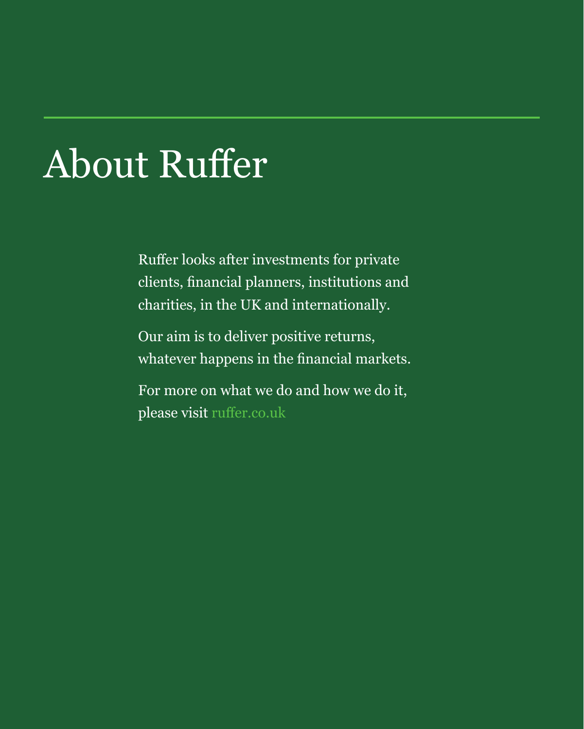# About Ruffer

Ruffer looks after investments for private clients, financial planners, institutions and charities, in the UK and internationally.

Our aim is to deliver positive returns, whatever happens in the financial markets.

For more on what we do and how we do it, please visit ruffer.co.uk